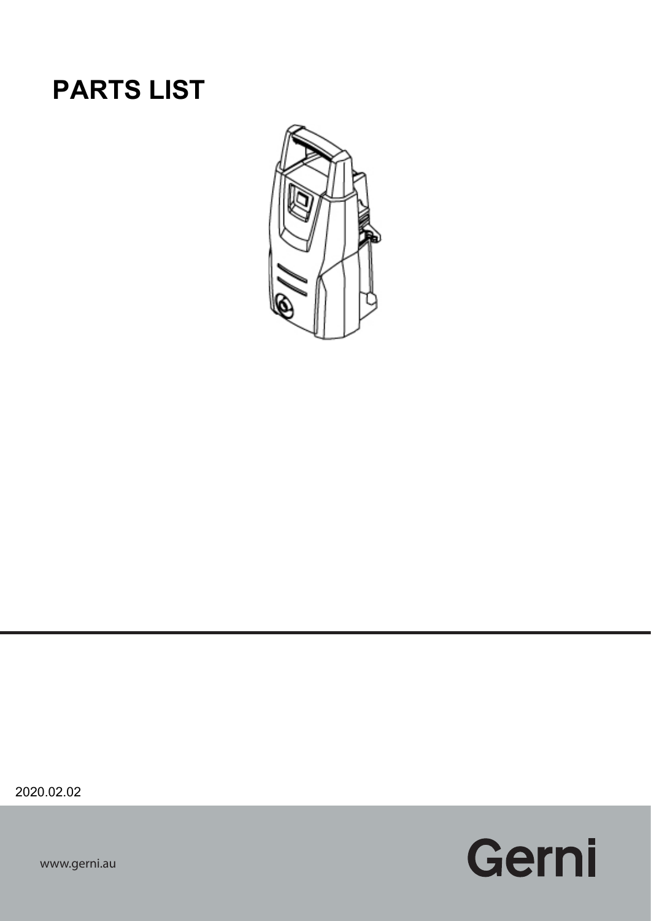# PARTS LIST

2020.02.02

www.gerni.au

Gerni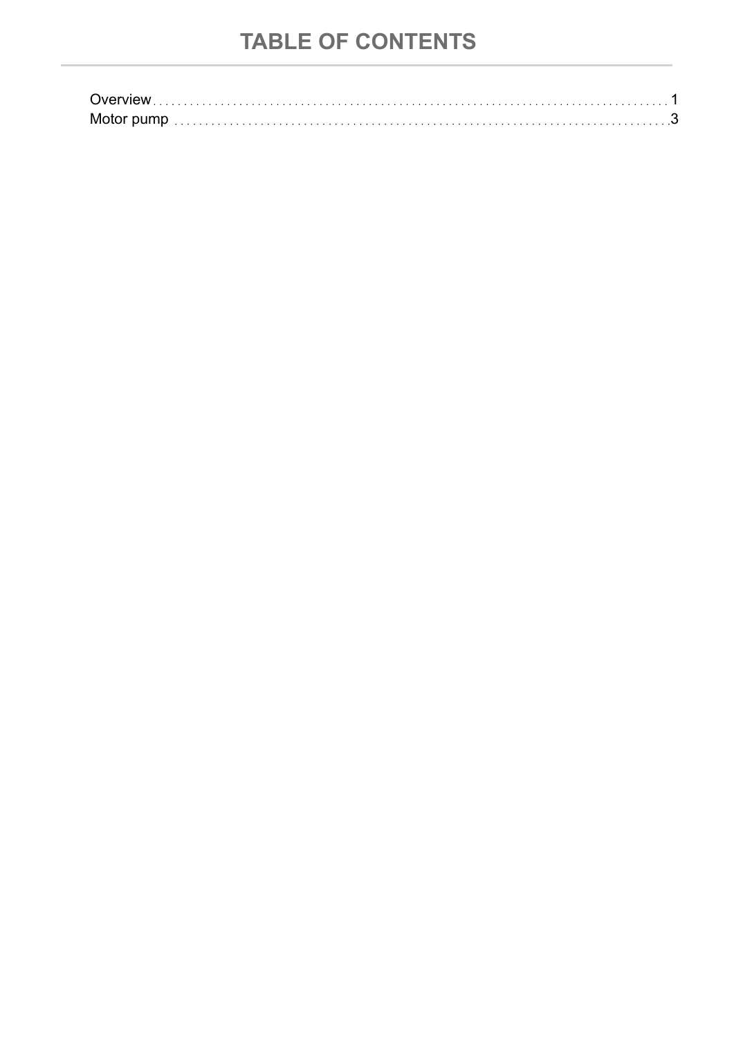# TABLE OF CONTENTS

Overview . . . . . . . . . . . . . . . . . . . . . . . . . . . . . . . . . . . . . . . . . . . . . . . . . . . . . . . . . . . . . . . . . . . . . . . . . . . . . . 1
Motor pump . . . . . . . . . . . . . . . . . . . . . . . . . . . . . . . . . . . . . . . . . . . . . . . . . . . . . . . . . . . . . . . . . . . . . . . . . . . . 3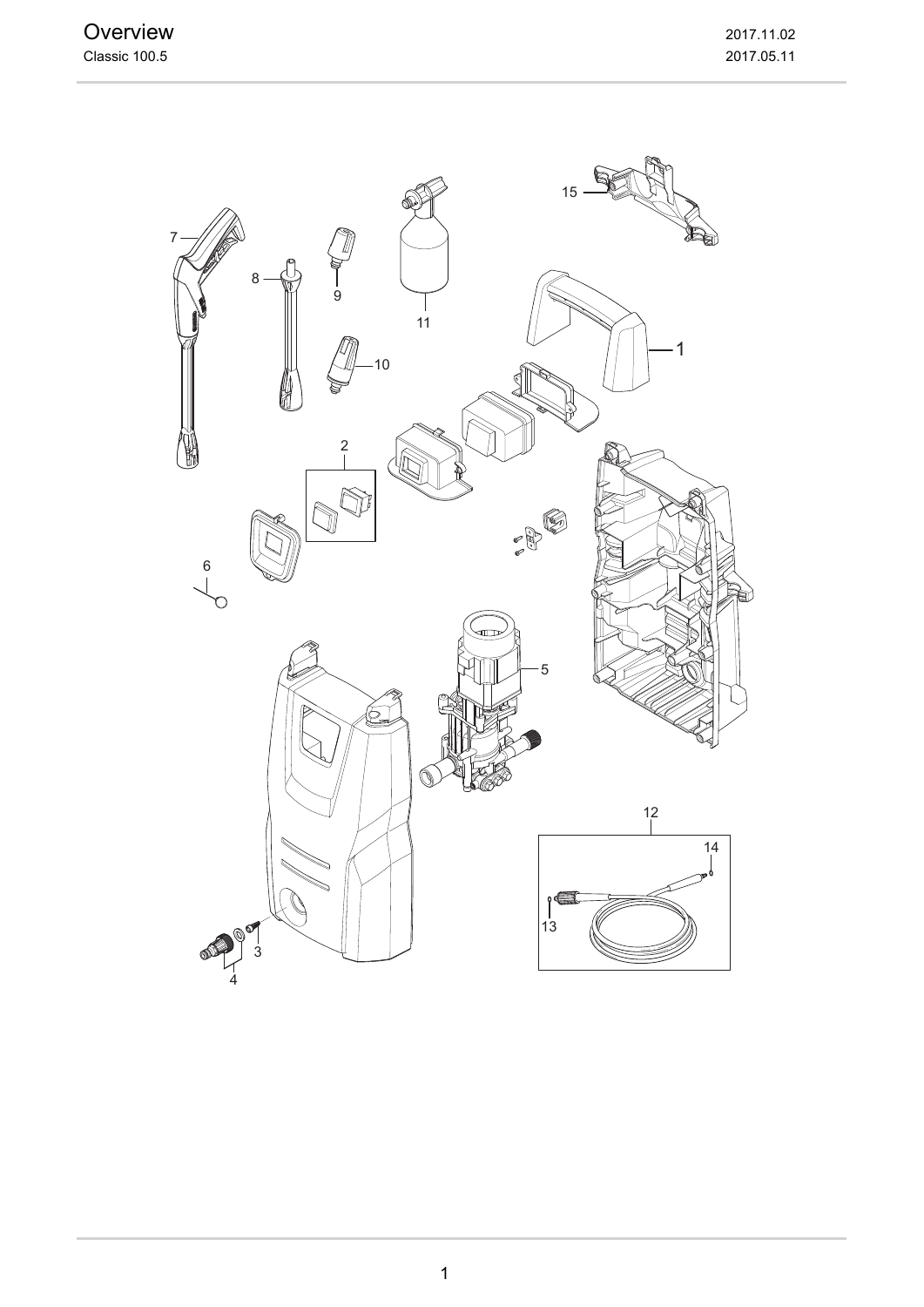# Overview

Classic 100.5

2017.11.02

2017.05.11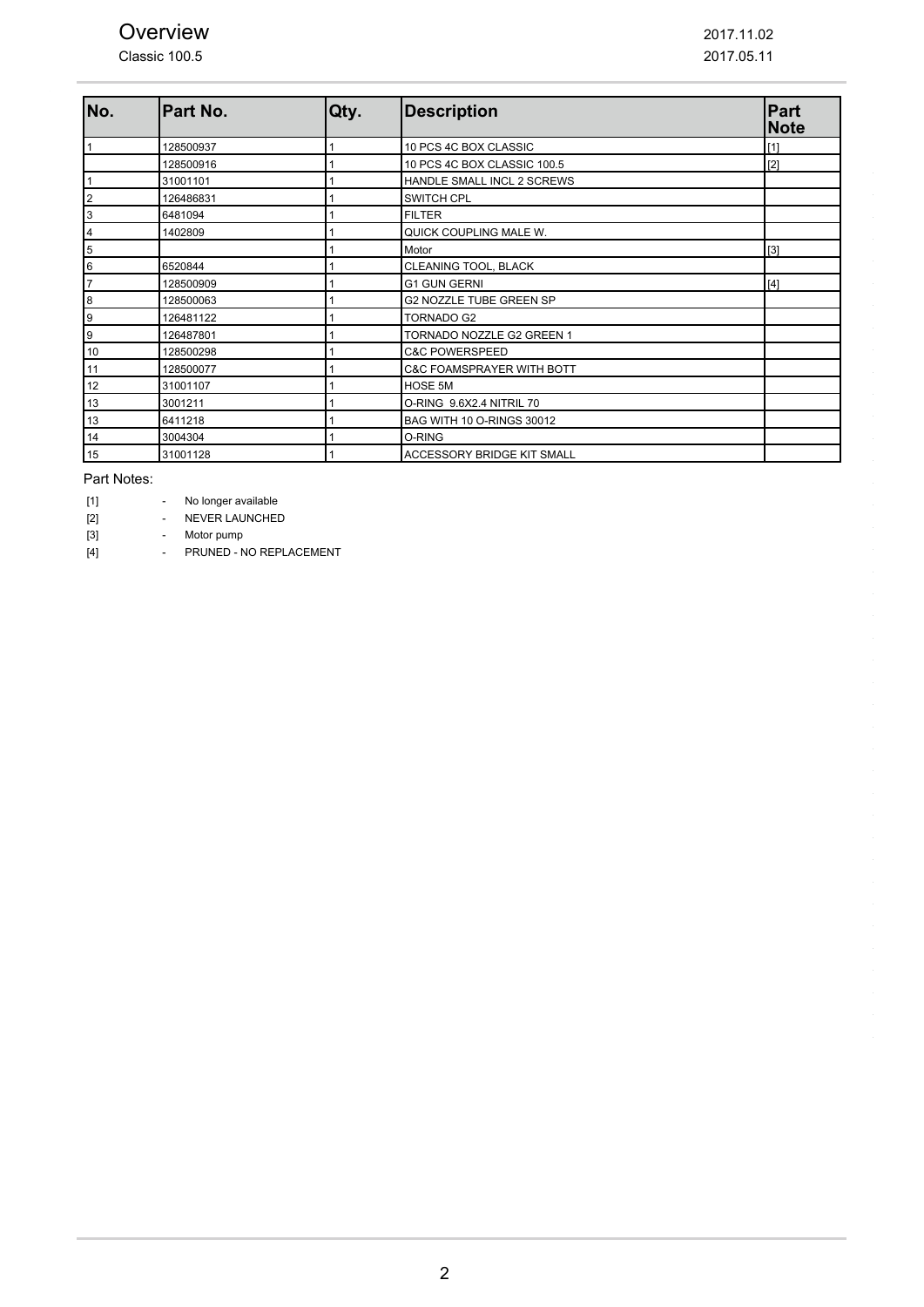# Overview

Classic 100.5

2017.11.02

2017.05.11

| No. | Part No. | Qty. | Description | Part Note |
|---|---|---|---|---|
| 1 | 128500937 | 1 | 10 PCS 4C BOX CLASSIC | [1] |
| | 128500916 | 1 | 10 PCS 4C BOX CLASSIC 100.5 | [2] |
| 1 | 31001101 | 1 | HANDLE SMALL INCL 2 SCREWS | |
| 2 | 126486831 | 1 | SWITCH CPL | |
| 3 | 6481094 | 1 | FILTER | |
| 4 | 1402809 | 1 | QUICK COUPLING MALE W. | |
| 5 | | 1 | Motor | [3] |
| 6 | 6520844 | 1 | CLEANING TOOL, BLACK | |
| 7 | 128500909 | 1 | G1 GUN GERNI | [4] |
| 8 | 128500063 | 1 | G2 NOZZLE TUBE GREEN SP | |
| 9 | 126481122 | 1 | TORNADO G2 | |
| 9 | 126487801 | 1 | TORNADO NOZZLE G2 GREEN 1 | |
| 10 | 128500298 | 1 | C&C POWERSPEED | |
| 11 | 128500077 | 1 | C&C FOAMSPRAYER WITH BOTT | |
| 12 | 31001107 | 1 | HOSE 5M | |
| 13 | 3001211 | 1 | O-RING 9.6X2.4 NITRIL 70 | |
| 13 | 6411218 | 1 | BAG WITH 10 O-RINGS 30012 | |
| 14 | 3004304 | 1 | O-RING | |
| 15 | 31001128 | 1 | ACCESSORY BRIDGE KIT SMALL | |

Part Notes:

[1] - No longer available

[2] - NEVER LAUNCHED

[3] - Motor pump

[4] - PRUNED - NO REPLACEMENT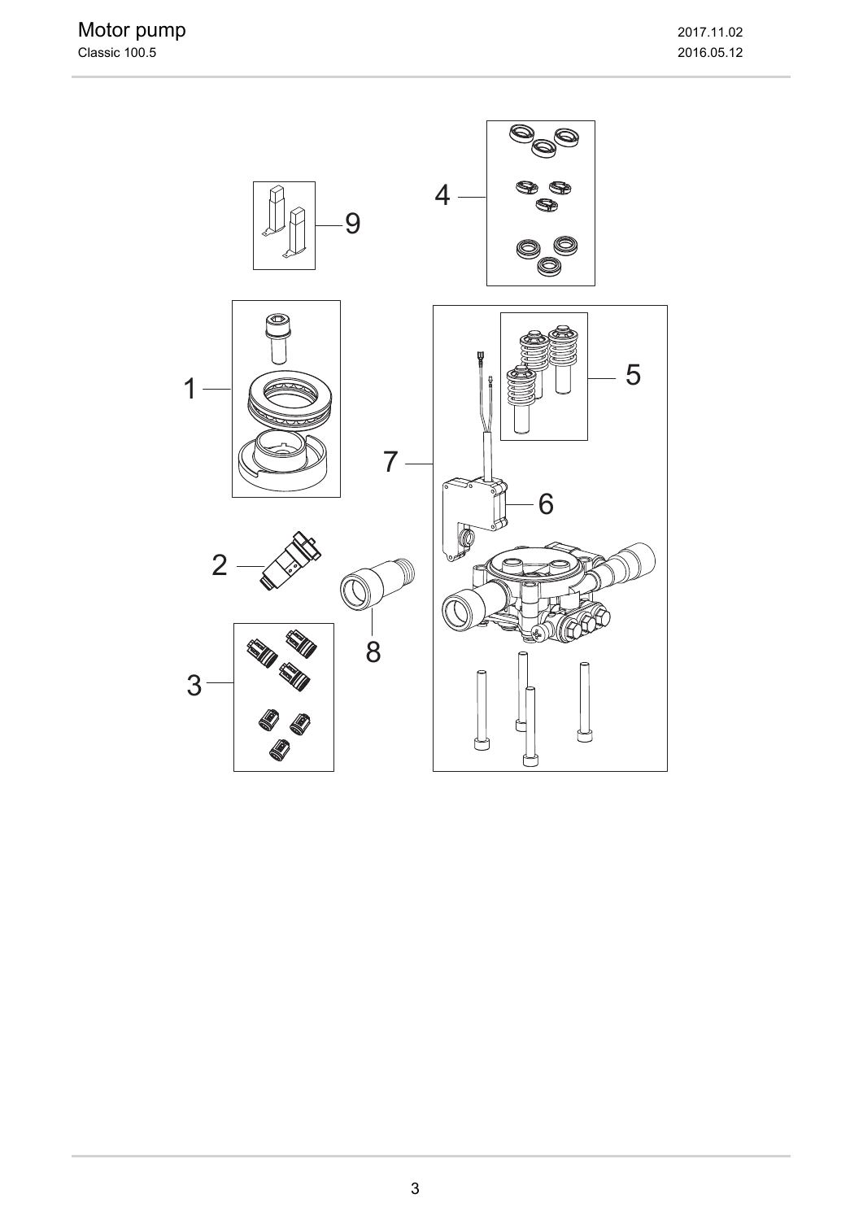# Motor pump

Classic 100.5

2017.11.02

2016.05.12

9

4

1

5

7

6

2

8

3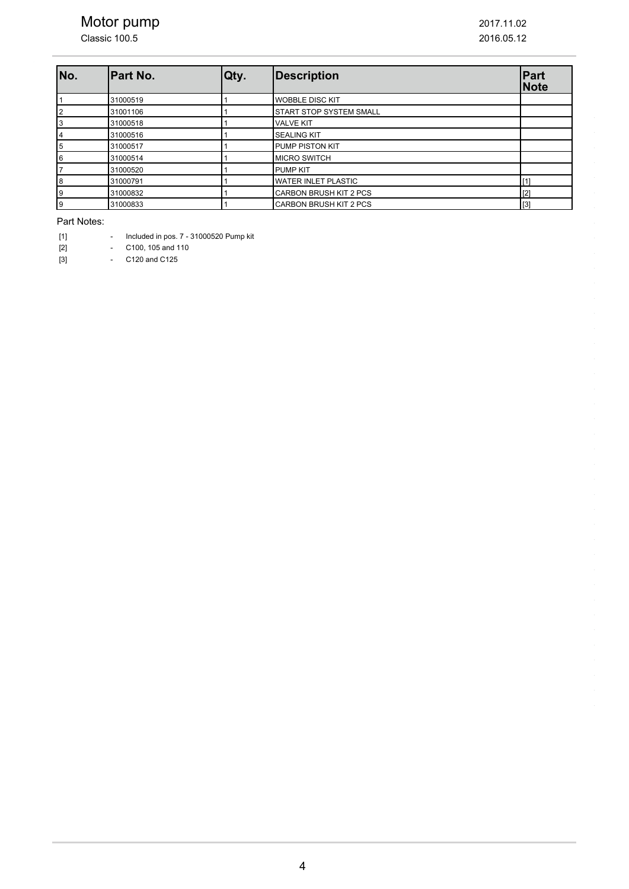# Motor pump

Classic 100.5

2017.11.02
2016.05.12

| No. | Part No. | Qty. | Description | Part Note |
|---|---|---|---|---|
| 1 | 31000519 | 1 | WOBBLE DISC KIT | |
| 2 | 31001106 | 1 | START STOP SYSTEM SMALL | |
| 3 | 31000518 | 1 | VALVE KIT | |
| 4 | 31000516 | 1 | SEALING KIT | |
| 5 | 31000517 | 1 | PUMP PISTON KIT | |
| 6 | 31000514 | 1 | MICRO SWITCH | |
| 7 | 31000520 | 1 | PUMP KIT | |
| 8 | 31000791 | 1 | WATER INLET PLASTIC | [1] |
| 9 | 31000832 | 1 | CARBON BRUSH KIT 2 PCS | [2] |
| 9 | 31000833 | 1 | CARBON BRUSH KIT 2 PCS | [3] |

Part Notes:

[1] - Included in pos. 7 - 31000520 Pump kit

[2] - C100, 105 and 110

[3] - C120 and C125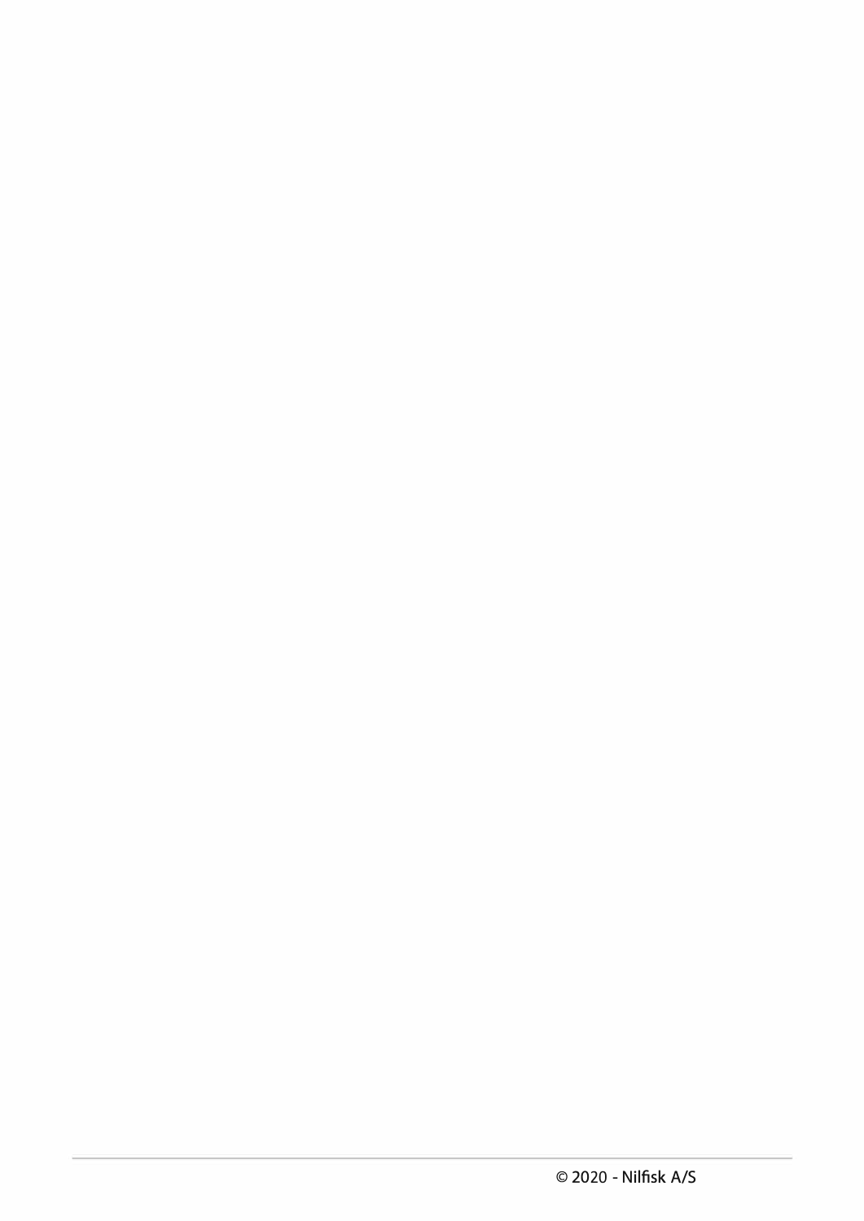© 2020 - Nilfisk A/S